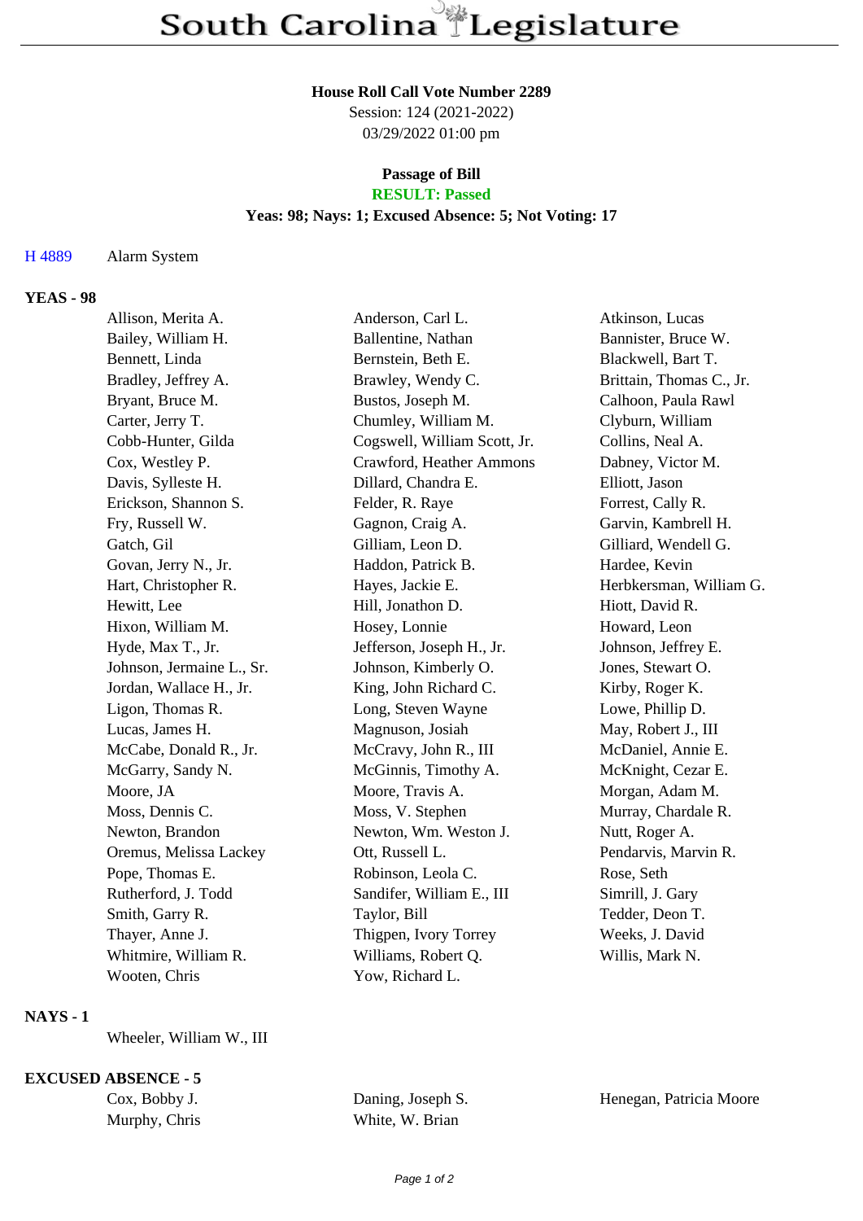# South Carolina Legislature

**House Roll Call Vote Number 2289**
Session: 124 (2021-2022)
03/29/2022 01:00 pm

**Passage of Bill**
**RESULT: Passed**
**Yeas: 98; Nays: 1; Excused Absence: 5; Not Voting: 17**

H 4889 Alarm System

## YEAS - 98

| | | |
|---|---|---|
| Allison, Merita A. | Anderson, Carl L. | Atkinson, Lucas |
| Bailey, William H. | Ballentine, Nathan | Bannister, Bruce W. |
| Bennett, Linda | Bernstein, Beth E. | Blackwell, Bart T. |
| Bradley, Jeffrey A. | Brawley, Wendy C. | Brittain, Thomas C., Jr. |
| Bryant, Bruce M. | Bustos, Joseph M. | Calhoon, Paula Rawl |
| Carter, Jerry T. | Chumley, William M. | Clyburn, William |
| Cobb-Hunter, Gilda | Cogswell, William Scott, Jr. | Collins, Neal A. |
| Cox, Westley P. | Crawford, Heather Ammons | Dabney, Victor M. |
| Davis, Sylleste H. | Dillard, Chandra E. | Elliott, Jason |
| Erickson, Shannon S. | Felder, R. Raye | Forrest, Cally R. |
| Fry, Russell W. | Gagnon, Craig A. | Garvin, Kambrell H. |
| Gatch, Gil | Gilliam, Leon D. | Gilliard, Wendell G. |
| Govan, Jerry N., Jr. | Haddon, Patrick B. | Hardee, Kevin |
| Hart, Christopher R. | Hayes, Jackie E. | Herbkersman, William G. |
| Hewitt, Lee | Hill, Jonathon D. | Hiott, David R. |
| Hixon, William M. | Hosey, Lonnie | Howard, Leon |
| Hyde, Max T., Jr. | Jefferson, Joseph H., Jr. | Johnson, Jeffrey E. |
| Johnson, Jermaine L., Sr. | Johnson, Kimberly O. | Jones, Stewart O. |
| Jordan, Wallace H., Jr. | King, John Richard C. | Kirby, Roger K. |
| Ligon, Thomas R. | Long, Steven Wayne | Lowe, Phillip D. |
| Lucas, James H. | Magnuson, Josiah | May, Robert J., III |
| McCabe, Donald R., Jr. | McCravy, John R., III | McDaniel, Annie E. |
| McGarry, Sandy N. | McGinnis, Timothy A. | McKnight, Cezar E. |
| Moore, JA | Moore, Travis A. | Morgan, Adam M. |
| Moss, Dennis C. | Moss, V. Stephen | Murray, Chardale R. |
| Newton, Brandon | Newton, Wm. Weston J. | Nutt, Roger A. |
| Oremus, Melissa Lackey | Ott, Russell L. | Pendarvis, Marvin R. |
| Pope, Thomas E. | Robinson, Leola C. | Rose, Seth |
| Rutherford, J. Todd | Sandifer, William E., III | Simrill, J. Gary |
| Smith, Garry R. | Taylor, Bill | Tedder, Deon T. |
| Thayer, Anne J. | Thigpen, Ivory Torrey | Weeks, J. David |
| Whitmire, William R. | Williams, Robert Q. | Willis, Mark N. |
| Wooten, Chris | Yow, Richard L. | |

## NAYS - 1

Wheeler, William W., III

## EXCUSED ABSENCE - 5

| | | |
|---|---|---|
| Cox, Bobby J. | Daning, Joseph S. | Henegan, Patricia Moore |
| Murphy, Chris | White, W. Brian | |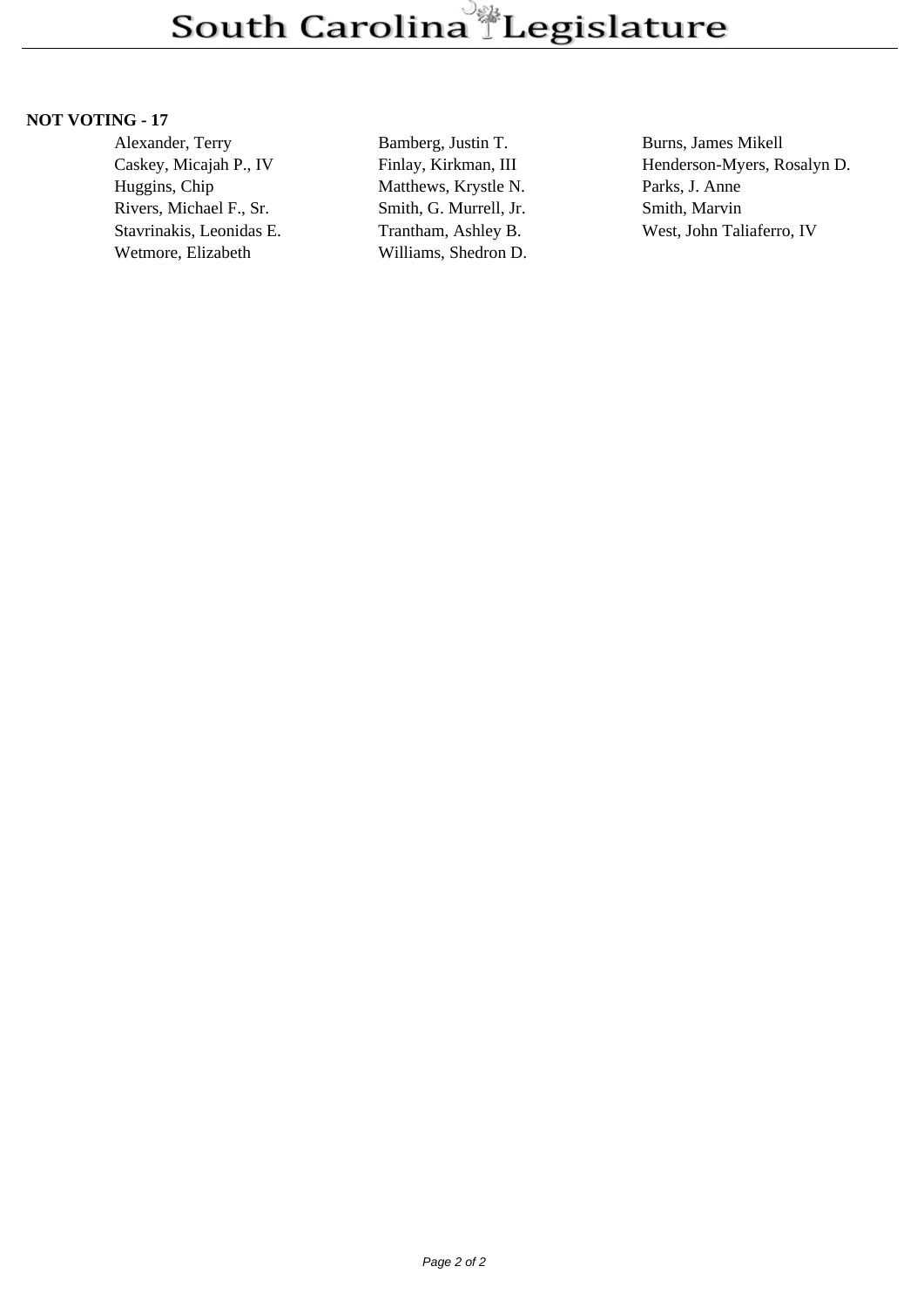**NOT VOTING - 17**

| | | |
|---|---|---|
| Alexander, Terry | Bamberg, Justin T. | Burns, James Mikell |
| Caskey, Micajah P., IV | Finlay, Kirkman, III | Henderson-Myers, Rosalyn D. |
| Huggins, Chip | Matthews, Krystle N. | Parks, J. Anne |
| Rivers, Michael F., Sr. | Smith, G. Murrell, Jr. | Smith, Marvin |
| Stavrinakis, Leonidas E. | Trantham, Ashley B. | West, John Taliaferro, IV |
| Wetmore, Elizabeth | Williams, Shedron D. | |